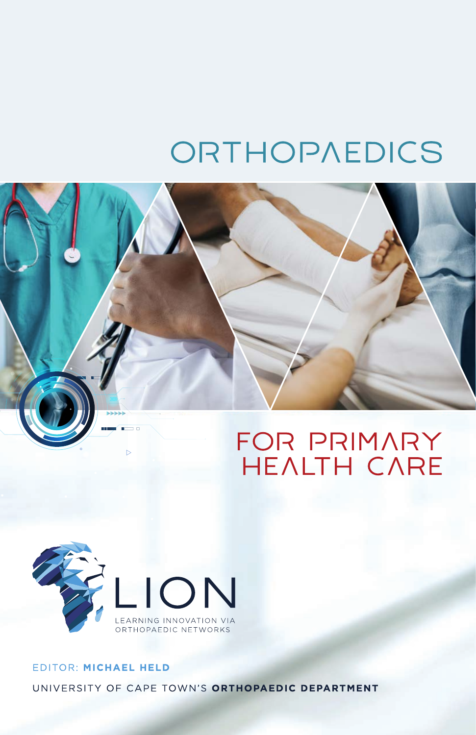# ORTHOPAEDICS

# FOR PRIMARY HEALTH CARE

LION

LEARNING INNOVATION VIA ORTHOPAEDIC NETWORKS

EDITOR: **MICHAEL HELD**

UNIVERSITY OF CAPE TOWN'S **ORTHOPAEDIC DEPARTMENT**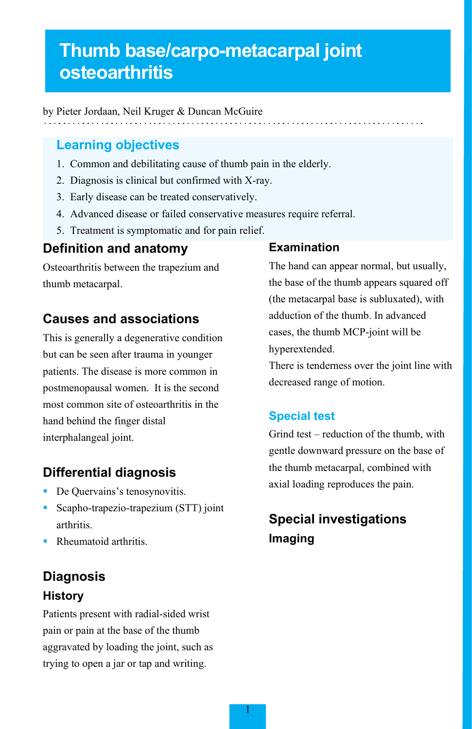# Thumb base/carpo-metacarpal joint osteoarthritis

by Pieter Jordaan, Neil Kruger & Duncan McGuire

## Learning objectives

1. Common and debilitating cause of thumb pain in the elderly.
2. Diagnosis is clinical but confirmed with X-ray.
3. Early disease can be treated conservatively.
4. Advanced disease or failed conservative measures require referral.
5. Treatment is symptomatic and for pain relief.

## Definition and anatomy

Osteoarthritis between the trapezium and thumb metacarpal.

## Causes and associations

This is generally a degenerative condition but can be seen after trauma in younger patients. The disease is more common in postmenopausal women. It is the second most common site of osteoarthritis in the hand behind the finger distal interphalangeal joint.

## Differential diagnosis

- De Quervains's tenosynovitis.
- Scapho-trapezio-trapezium (STT) joint arthritis.
- Rheumatoid arthritis.

## Diagnosis

### History

Patients present with radial-sided wrist pain or pain at the base of the thumb aggravated by loading the joint, such as trying to open a jar or tap and writing.

### Examination

The hand can appear normal, but usually, the base of the thumb appears squared off (the metacarpal base is subluxated), with adduction of the thumb. In advanced cases, the thumb MCP-joint will be hyperextended.

There is tenderness over the joint line with decreased range of motion.

### Special test

Grind test – reduction of the thumb, with gentle downward pressure on the base of the thumb metacarpal, combined with axial loading reproduces the pain.

## Special investigations

### Imaging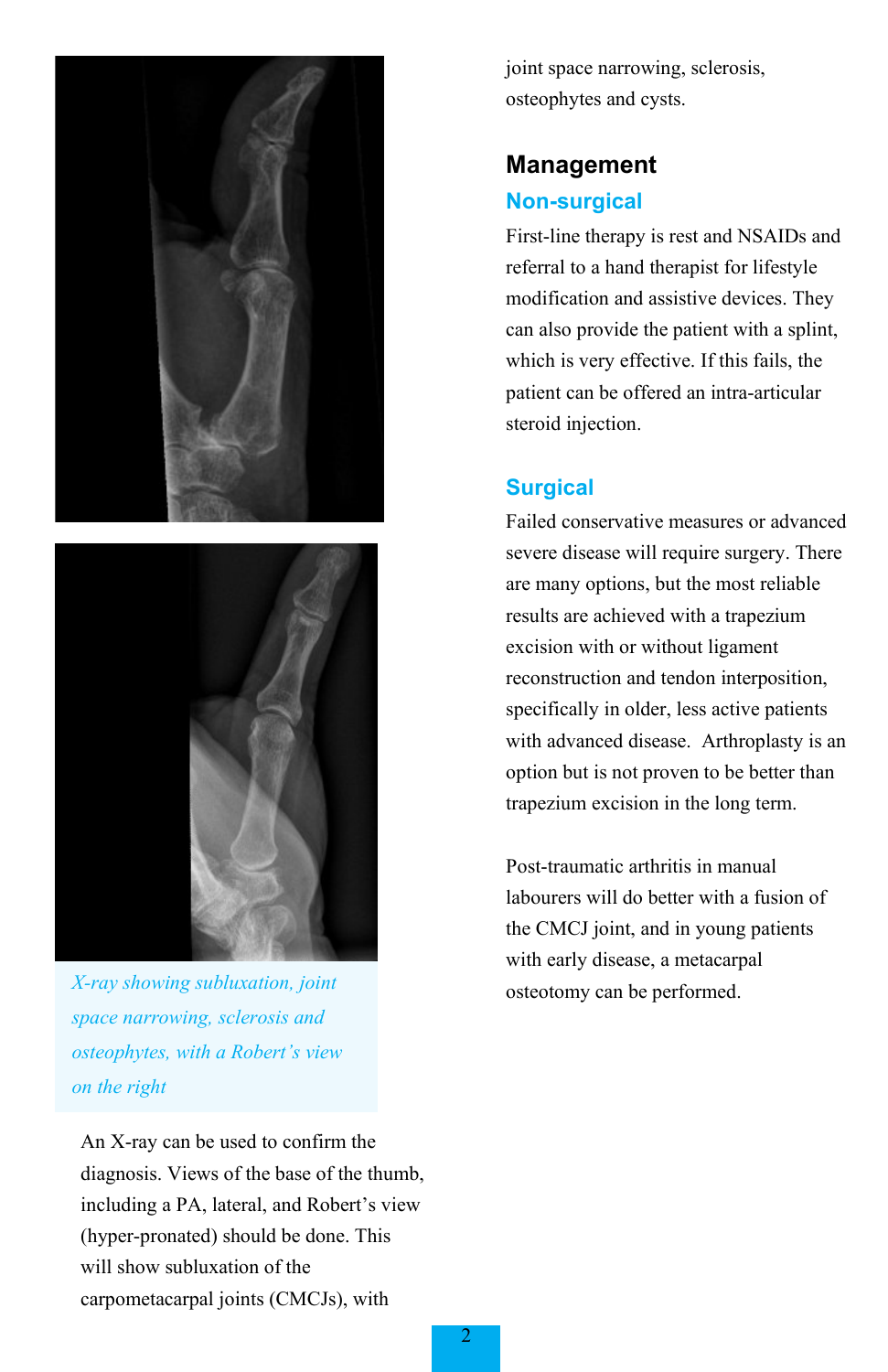*X-ray showing subluxation, joint space narrowing, sclerosis and osteophytes, with a Robert's view on the right*

An X-ray can be used to confirm the diagnosis. Views of the base of the thumb, including a PA, lateral, and Robert's view (hyper-pronated) should be done. This will show subluxation of the carpometacarpal joints (CMCJs), with joint space narrowing, sclerosis, osteophytes and cysts.

## Management

### Non-surgical

First-line therapy is rest and NSAIDs and referral to a hand therapist for lifestyle modification and assistive devices. They can also provide the patient with a splint, which is very effective. If this fails, the patient can be offered an intra-articular steroid injection.

### Surgical

Failed conservative measures or advanced severe disease will require surgery. There are many options, but the most reliable results are achieved with a trapezium excision with or without ligament reconstruction and tendon interposition, specifically in older, less active patients with advanced disease. Arthroplasty is an option but is not proven to be better than trapezium excision in the long term.

Post-traumatic arthritis in manual labourers will do better with a fusion of the CMCJ joint, and in young patients with early disease, a metacarpal osteotomy can be performed.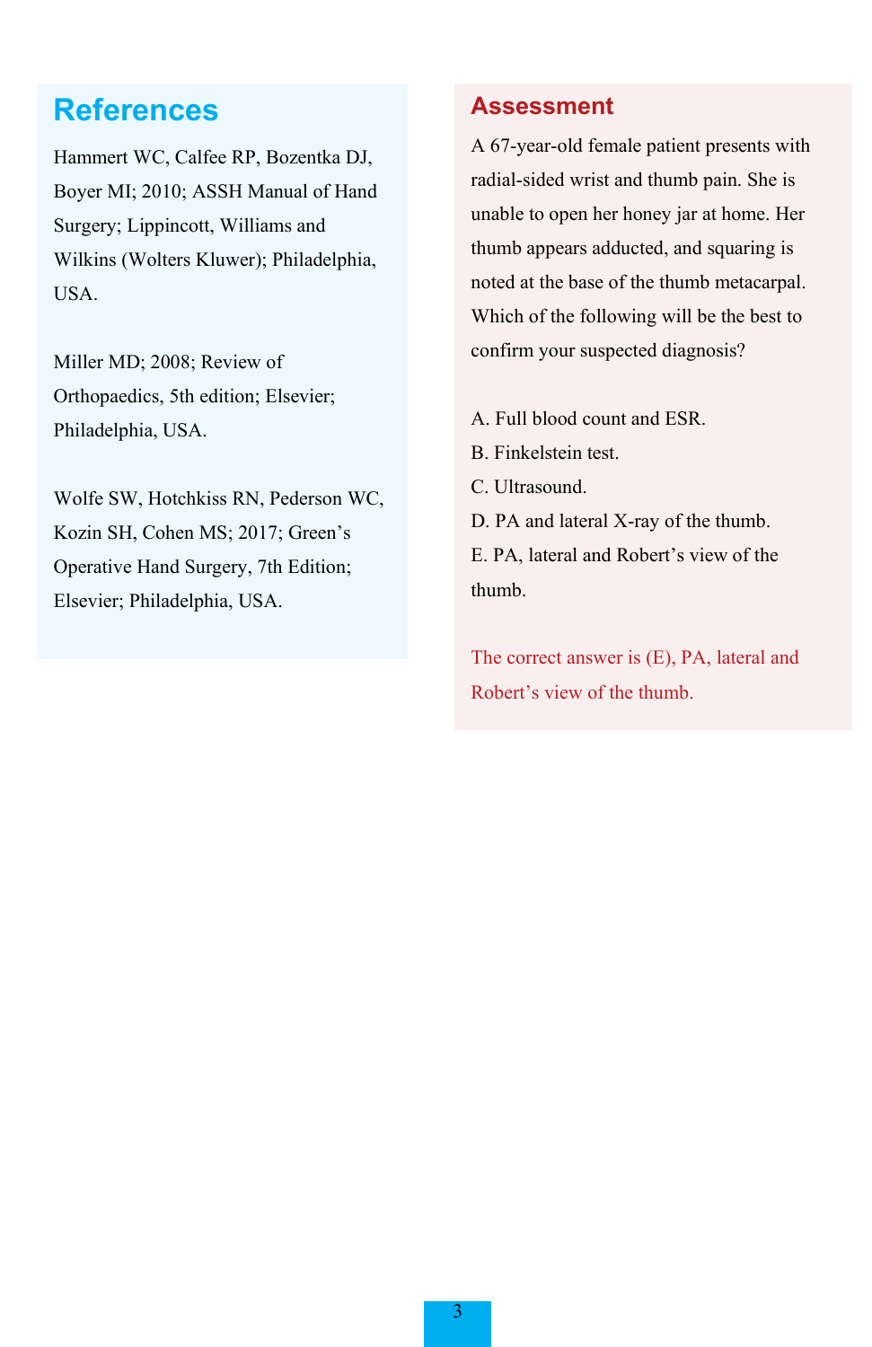## References

Hammert WC, Calfee RP, Bozentka DJ, Boyer MI; 2010; ASSH Manual of Hand Surgery; Lippincott, Williams and Wilkins (Wolters Kluwer); Philadelphia, USA.

Miller MD; 2008; Review of Orthopaedics, 5th edition; Elsevier; Philadelphia, USA.

Wolfe SW, Hotchkiss RN, Pederson WC, Kozin SH, Cohen MS; 2017; Green's Operative Hand Surgery, 7th Edition; Elsevier; Philadelphia, USA.

## Assessment

A 67-year-old female patient presents with radial-sided wrist and thumb pain. She is unable to open her honey jar at home. Her thumb appears adducted, and squaring is noted at the base of the thumb metacarpal. Which of the following will be the best to confirm your suspected diagnosis?

A. Full blood count and ESR.
B. Finkelstein test.
C. Ultrasound.
D. PA and lateral X-ray of the thumb.
E. PA, lateral and Robert's view of the thumb.

The correct answer is (E), PA, lateral and Robert's view of the thumb.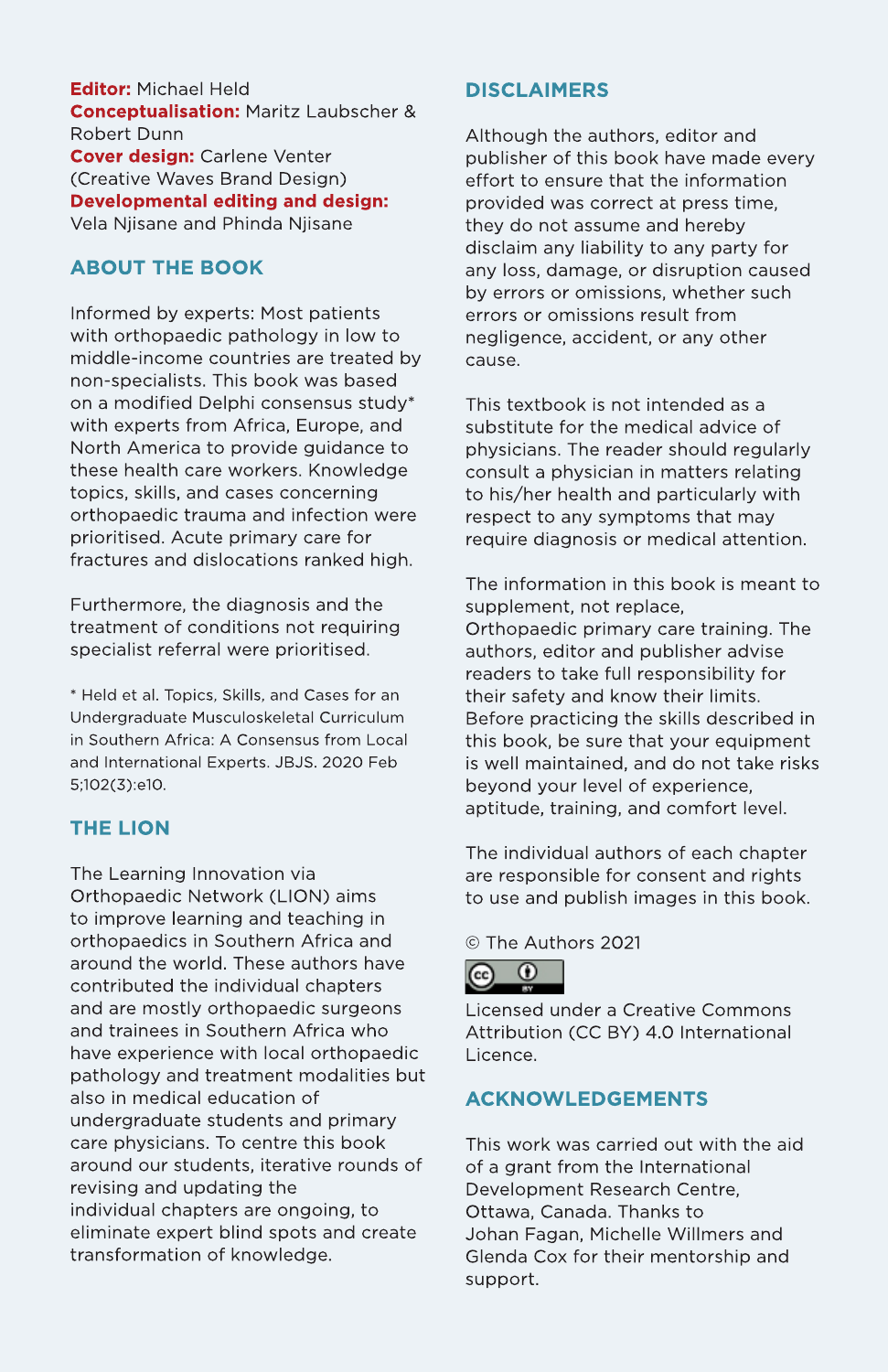**Editor:** Michael Held
**Conceptualisation:** Maritz Laubscher & Robert Dunn
**Cover design:** Carlene Venter (Creative Waves Brand Design)
**Developmental editing and design:** Vela Njisane and Phinda Njisane

## ABOUT THE BOOK

Informed by experts: Most patients with orthopaedic pathology in low to middle-income countries are treated by non-specialists. This book was based on a modified Delphi consensus study* with experts from Africa, Europe, and North America to provide guidance to these health care workers. Knowledge topics, skills, and cases concerning orthopaedic trauma and infection were prioritised. Acute primary care for fractures and dislocations ranked high.

Furthermore, the diagnosis and the treatment of conditions not requiring specialist referral were prioritised.

* Held et al. Topics, Skills, and Cases for an Undergraduate Musculoskeletal Curriculum in Southern Africa: A Consensus from Local and International Experts. JBJS. 2020 Feb 5;102(3):e10.

## THE LION

The Learning Innovation via Orthopaedic Network (LION) aims to improve learning and teaching in orthopaedics in Southern Africa and around the world. These authors have contributed the individual chapters and are mostly orthopaedic surgeons and trainees in Southern Africa who have experience with local orthopaedic pathology and treatment modalities but also in medical education of undergraduate students and primary care physicians. To centre this book around our students, iterative rounds of revising and updating the individual chapters are ongoing, to eliminate expert blind spots and create transformation of knowledge.

## DISCLAIMERS

Although the authors, editor and publisher of this book have made every effort to ensure that the information provided was correct at press time, they do not assume and hereby disclaim any liability to any party for any loss, damage, or disruption caused by errors or omissions, whether such errors or omissions result from negligence, accident, or any other cause.

This textbook is not intended as a substitute for the medical advice of physicians. The reader should regularly consult a physician in matters relating to his/her health and particularly with respect to any symptoms that may require diagnosis or medical attention.

The information in this book is meant to supplement, not replace, Orthopaedic primary care training. The authors, editor and publisher advise readers to take full responsibility for their safety and know their limits. Before practicing the skills described in this book, be sure that your equipment is well maintained, and do not take risks beyond your level of experience, aptitude, training, and comfort level.

The individual authors of each chapter are responsible for consent and rights to use and publish images in this book.

© The Authors 2021

Licensed under a Creative Commons Attribution (CC BY) 4.0 International Licence.

## ACKNOWLEDGEMENTS

This work was carried out with the aid of a grant from the International Development Research Centre, Ottawa, Canada. Thanks to Johan Fagan, Michelle Willmers and Glenda Cox for their mentorship and support.